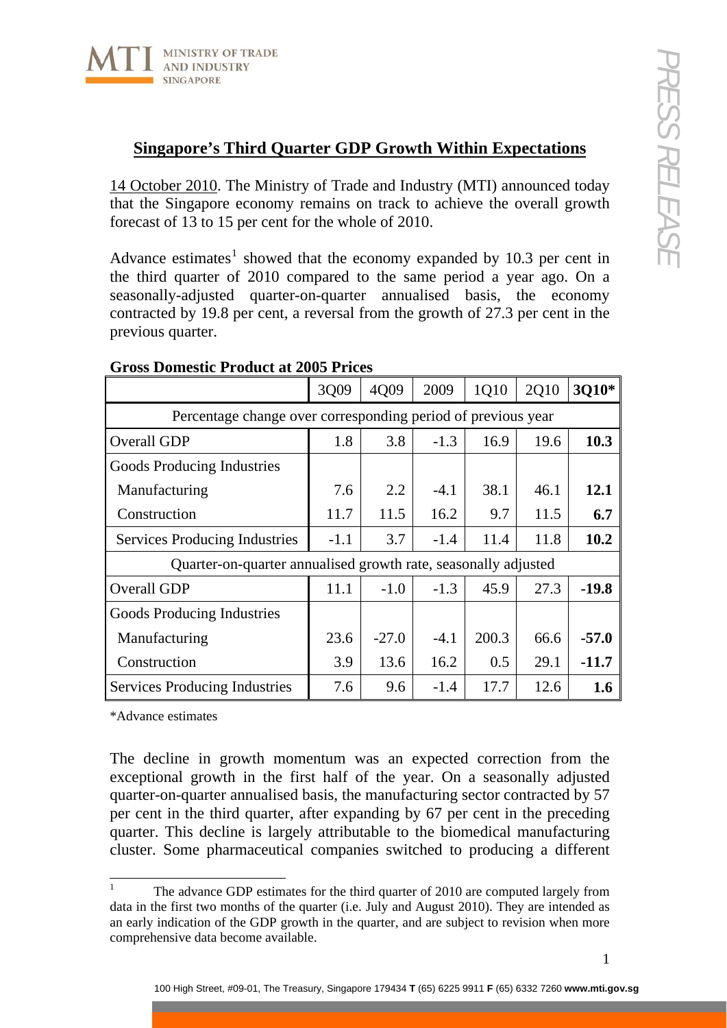## Singapore's Third Quarter GDP Growth Within Expectations

14 October 2010. The Ministry of Trade and Industry (MTI) announced today that the Singapore economy remains on track to achieve the overall growth forecast of 13 to 15 per cent for the whole of 2010.

Advance estimates[1] showed that the economy expanded by 10.3 per cent in the third quarter of 2010 compared to the same period a year ago. On a seasonally-adjusted quarter-on-quarter annualised basis, the economy contracted by 19.8 per cent, a reversal from the growth of 27.3 per cent in the previous quarter.

**Gross Domestic Product at 2005 Prices**

| | 3Q09 | 4Q09 | 2009 | 1Q10 | 2Q10 | **3Q10*** |
|---|---|---|---|---|---|---|
| Percentage change over corresponding period of previous year | | | | | | |
| Overall GDP | 1.8 | 3.8 | -1.3 | 16.9 | 19.6 | **10.3** |
| Goods Producing Industries | | | | | | |
| Manufacturing | 7.6 | 2.2 | -4.1 | 38.1 | 46.1 | **12.1** |
| Construction | 11.7 | 11.5 | 16.2 | 9.7 | 11.5 | **6.7** |
| Services Producing Industries | -1.1 | 3.7 | -1.4 | 11.4 | 11.8 | **10.2** |
| Quarter-on-quarter annualised growth rate, seasonally adjusted | | | | | | |
| Overall GDP | 11.1 | -1.0 | -1.3 | 45.9 | 27.3 | **-19.8** |
| Goods Producing Industries | | | | | | |
| Manufacturing | 23.6 | -27.0 | -4.1 | 200.3 | 66.6 | **-57.0** |
| Construction | 3.9 | 13.6 | 16.2 | 0.5 | 29.1 | **-11.7** |
| Services Producing Industries | 7.6 | 9.6 | -1.4 | 17.7 | 12.6 | **1.6** |

*Advance estimates

The decline in growth momentum was an expected correction from the exceptional growth in the first half of the year. On a seasonally adjusted quarter-on-quarter annualised basis, the manufacturing sector contracted by 57 per cent in the third quarter, after expanding by 67 per cent in the preceding quarter. This decline is largely attributable to the biomedical manufacturing cluster. Some pharmaceutical companies switched to producing a different

[1] The advance GDP estimates for the third quarter of 2010 are computed largely from data in the first two months of the quarter (i.e. July and August 2010). They are intended as an early indication of the GDP growth in the quarter, and are subject to revision when more comprehensive data become available.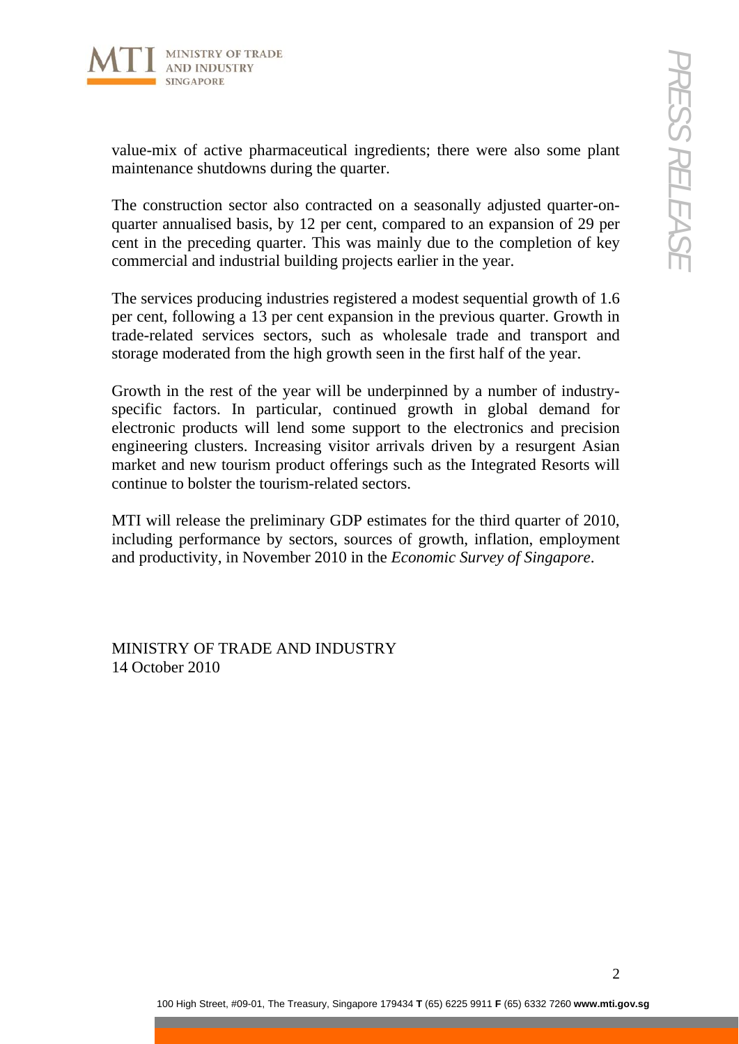value-mix of active pharmaceutical ingredients; there were also some plant maintenance shutdowns during the quarter.

The construction sector also contracted on a seasonally adjusted quarter-on-quarter annualised basis, by 12 per cent, compared to an expansion of 29 per cent in the preceding quarter. This was mainly due to the completion of key commercial and industrial building projects earlier in the year.

The services producing industries registered a modest sequential growth of 1.6 per cent, following a 13 per cent expansion in the previous quarter. Growth in trade-related services sectors, such as wholesale trade and transport and storage moderated from the high growth seen in the first half of the year.

Growth in the rest of the year will be underpinned by a number of industry-specific factors. In particular, continued growth in global demand for electronic products will lend some support to the electronics and precision engineering clusters. Increasing visitor arrivals driven by a resurgent Asian market and new tourism product offerings such as the Integrated Resorts will continue to bolster the tourism-related sectors.

MTI will release the preliminary GDP estimates for the third quarter of 2010, including performance by sectors, sources of growth, inflation, employment and productivity, in November 2010 in the *Economic Survey of Singapore*.

MINISTRY OF TRADE AND INDUSTRY
14 October 2010